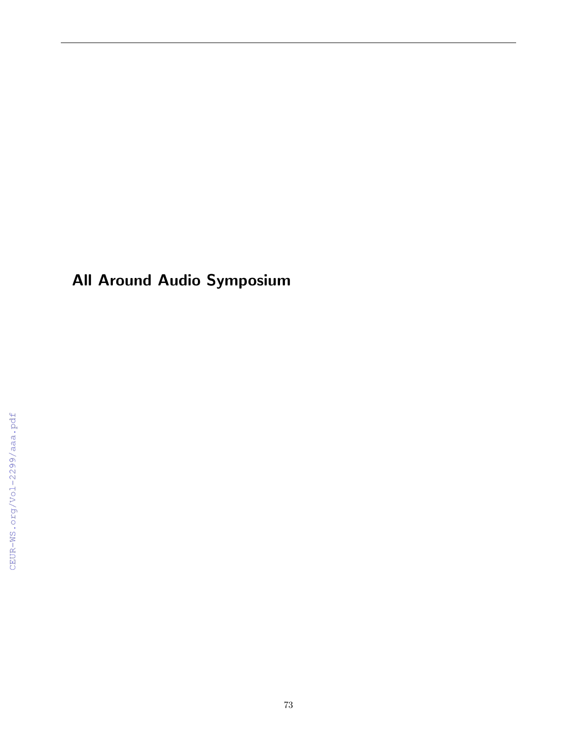# All Around Audio Symposium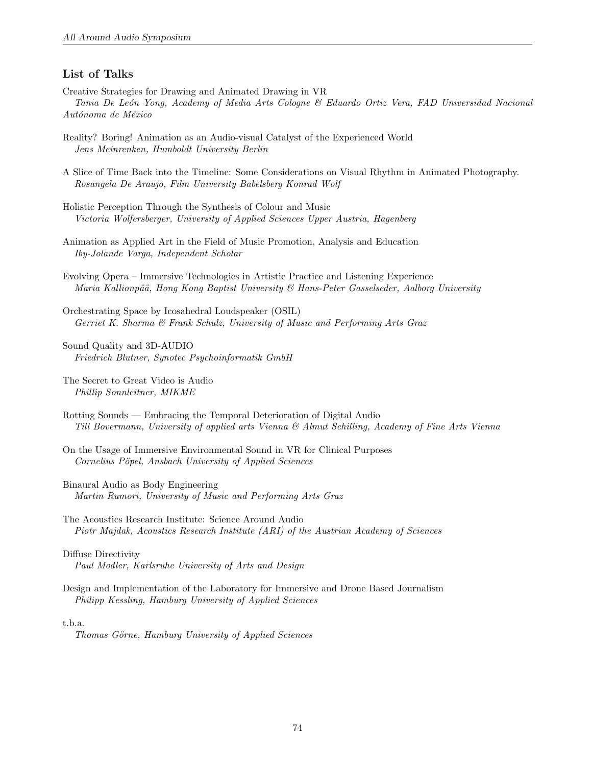## List of Talks

Creative Strategies for Drawing and Animated Drawing in VR
*Tania De León Yong, Academy of Media Arts Cologne & Eduardo Ortiz Vera, FAD Universidad Nacional Autónoma de México*

Reality? Boring! Animation as an Audio-visual Catalyst of the Experienced World
*Jens Meinrenken, Humboldt University Berlin*

A Slice of Time Back into the Timeline: Some Considerations on Visual Rhythm in Animated Photography.
*Rosangela De Araujo, Film University Babelsberg Konrad Wolf*

Holistic Perception Through the Synthesis of Colour and Music
*Victoria Wolfersberger, University of Applied Sciences Upper Austria, Hagenberg*

Animation as Applied Art in the Field of Music Promotion, Analysis and Education
*Iby-Jolande Varga, Independent Scholar*

Evolving Opera – Immersive Technologies in Artistic Practice and Listening Experience
*Maria Kallionpää, Hong Kong Baptist University & Hans-Peter Gasselseder, Aalborg University*

Orchestrating Space by Icosahedral Loudspeaker (OSIL)
*Gerriet K. Sharma & Frank Schulz, University of Music and Performing Arts Graz*

Sound Quality and 3D-AUDIO
*Friedrich Blutner, Synotec Psychoinformatik GmbH*

The Secret to Great Video is Audio
*Phillip Sonnleitner, MIKME*

Rotting Sounds — Embracing the Temporal Deterioration of Digital Audio
*Till Bovermann, University of applied arts Vienna & Almut Schilling, Academy of Fine Arts Vienna*

On the Usage of Immersive Environmental Sound in VR for Clinical Purposes
*Cornelius Pöpel, Ansbach University of Applied Sciences*

Binaural Audio as Body Engineering
*Martin Rumori, University of Music and Performing Arts Graz*

The Acoustics Research Institute: Science Around Audio
*Piotr Majdak, Acoustics Research Institute (ARI) of the Austrian Academy of Sciences*

Diffuse Directivity
*Paul Modler, Karlsruhe University of Arts and Design*

Design and Implementation of the Laboratory for Immersive and Drone Based Journalism
*Philipp Kessling, Hamburg University of Applied Sciences*

t.b.a.
*Thomas Görne, Hamburg University of Applied Sciences*